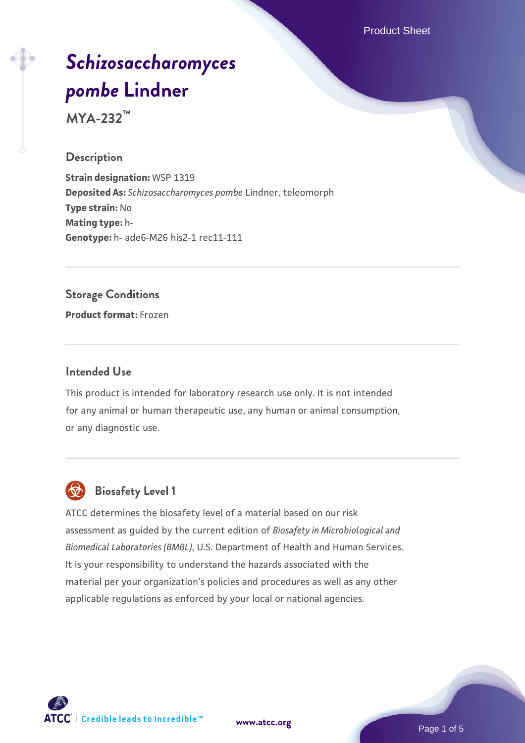# *Schizosaccharomyces pombe* Lindner

**MYA-232™**

## Description

**Strain designation:** WSP 1319
**Deposited As:** *Schizosaccharomyces pombe* Lindner, teleomorph
**Type strain:** No
**Mating type:** h-
**Genotype:** h- ade6-M26 his2-1 rec11-111

## Storage Conditions

**Product format:** Frozen

## Intended Use

This product is intended for laboratory research use only. It is not intended for any animal or human therapeutic use, any human or animal consumption, or any diagnostic use.

## Biosafety Level 1

ATCC determines the biosafety level of a material based on our risk assessment as guided by the current edition of *Biosafety in Microbiological and Biomedical Laboratories (BMBL)*, U.S. Department of Health and Human Services. It is your responsibility to understand the hazards associated with the material per your organization's policies and procedures as well as any other applicable regulations as enforced by your local or national agencies.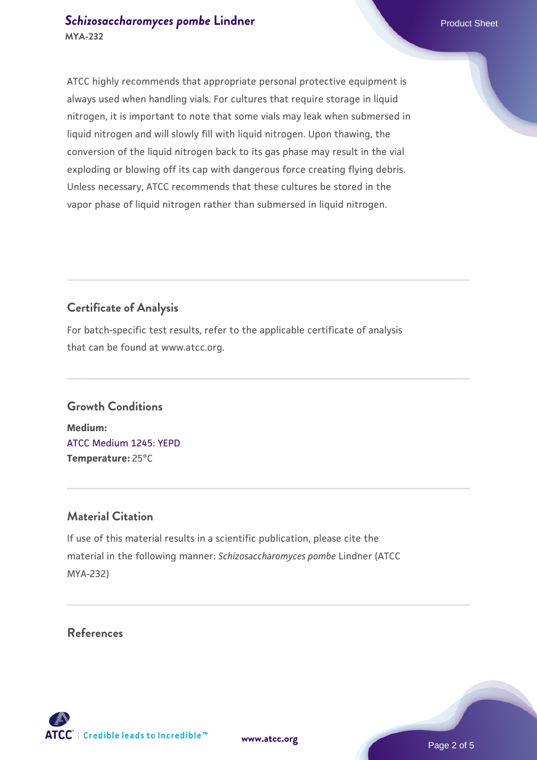ATCC highly recommends that appropriate personal protective equipment is always used when handling vials. For cultures that require storage in liquid nitrogen, it is important to note that some vials may leak when submersed in liquid nitrogen and will slowly fill with liquid nitrogen. Upon thawing, the conversion of the liquid nitrogen back to its gas phase may result in the vial exploding or blowing off its cap with dangerous force creating flying debris. Unless necessary, ATCC recommends that these cultures be stored in the vapor phase of liquid nitrogen rather than submersed in liquid nitrogen.

## Certificate of Analysis

For batch-specific test results, refer to the applicable certificate of analysis that can be found at www.atcc.org.

## Growth Conditions

**Medium:**
ATCC Medium 1245: YEPD
**Temperature:** 25°C

## Material Citation

If use of this material results in a scientific publication, please cite the material in the following manner: *Schizosaccharomyces pombe* Lindner (ATCC MYA-232)

## References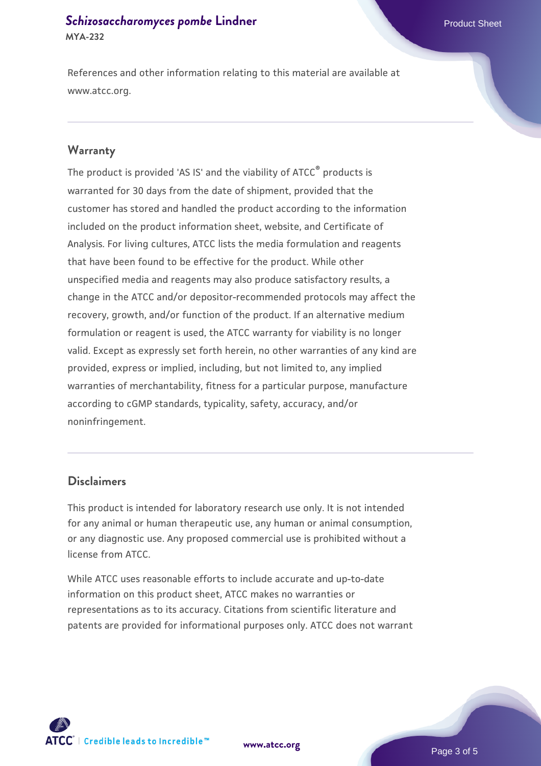References and other information relating to this material are available at www.atcc.org.

## Warranty

The product is provided 'AS IS' and the viability of ATCC® products is warranted for 30 days from the date of shipment, provided that the customer has stored and handled the product according to the information included on the product information sheet, website, and Certificate of Analysis. For living cultures, ATCC lists the media formulation and reagents that have been found to be effective for the product. While other unspecified media and reagents may also produce satisfactory results, a change in the ATCC and/or depositor-recommended protocols may affect the recovery, growth, and/or function of the product. If an alternative medium formulation or reagent is used, the ATCC warranty for viability is no longer valid. Except as expressly set forth herein, no other warranties of any kind are provided, express or implied, including, but not limited to, any implied warranties of merchantability, fitness for a particular purpose, manufacture according to cGMP standards, typicality, safety, accuracy, and/or noninfringement.

## Disclaimers

This product is intended for laboratory research use only. It is not intended for any animal or human therapeutic use, any human or animal consumption, or any diagnostic use. Any proposed commercial use is prohibited without a license from ATCC.

While ATCC uses reasonable efforts to include accurate and up-to-date information on this product sheet, ATCC makes no warranties or representations as to its accuracy. Citations from scientific literature and patents are provided for informational purposes only. ATCC does not warrant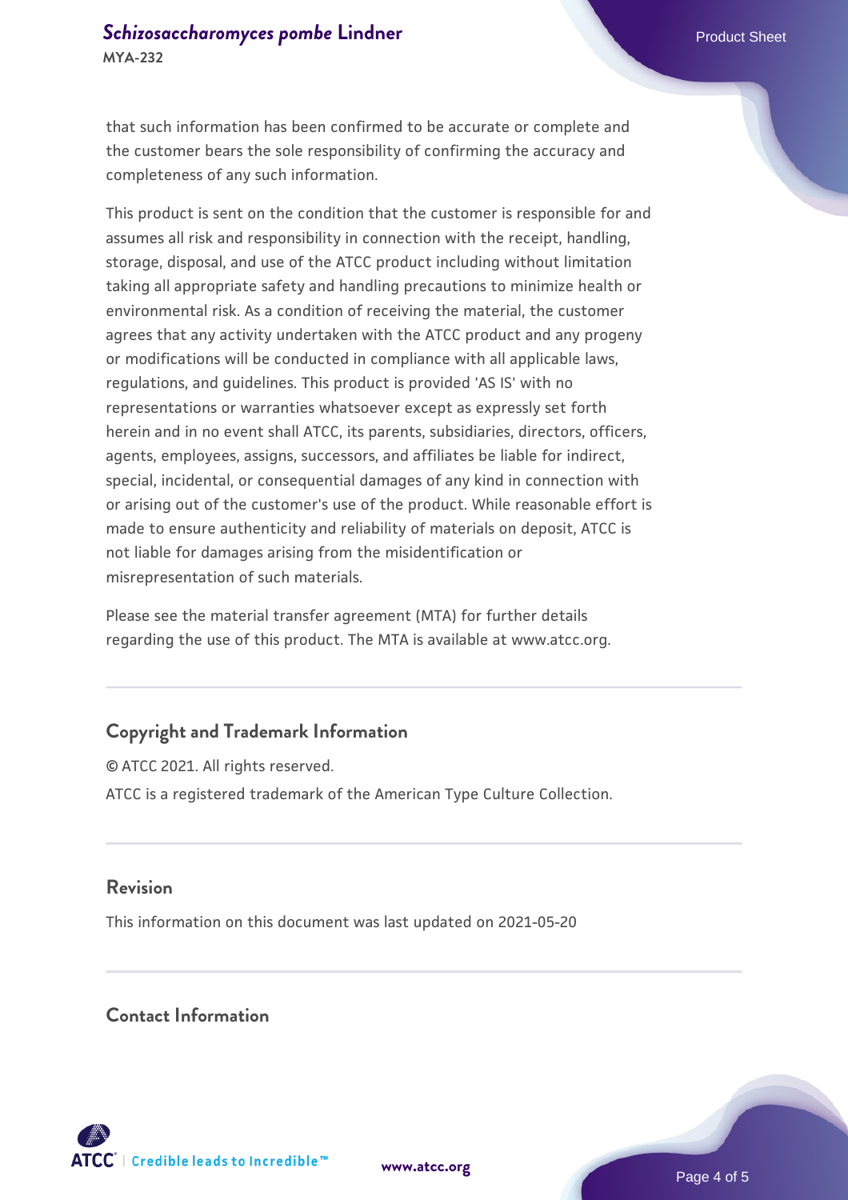that such information has been confirmed to be accurate or complete and the customer bears the sole responsibility of confirming the accuracy and completeness of any such information.

This product is sent on the condition that the customer is responsible for and assumes all risk and responsibility in connection with the receipt, handling, storage, disposal, and use of the ATCC product including without limitation taking all appropriate safety and handling precautions to minimize health or environmental risk. As a condition of receiving the material, the customer agrees that any activity undertaken with the ATCC product and any progeny or modifications will be conducted in compliance with all applicable laws, regulations, and guidelines. This product is provided 'AS IS' with no representations or warranties whatsoever except as expressly set forth herein and in no event shall ATCC, its parents, subsidiaries, directors, officers, agents, employees, assigns, successors, and affiliates be liable for indirect, special, incidental, or consequential damages of any kind in connection with or arising out of the customer's use of the product. While reasonable effort is made to ensure authenticity and reliability of materials on deposit, ATCC is not liable for damages arising from the misidentification or misrepresentation of such materials.

Please see the material transfer agreement (MTA) for further details regarding the use of this product. The MTA is available at www.atcc.org.

## Copyright and Trademark Information

© ATCC 2021. All rights reserved.

ATCC is a registered trademark of the American Type Culture Collection.

## Revision

This information on this document was last updated on 2021-05-20

## Contact Information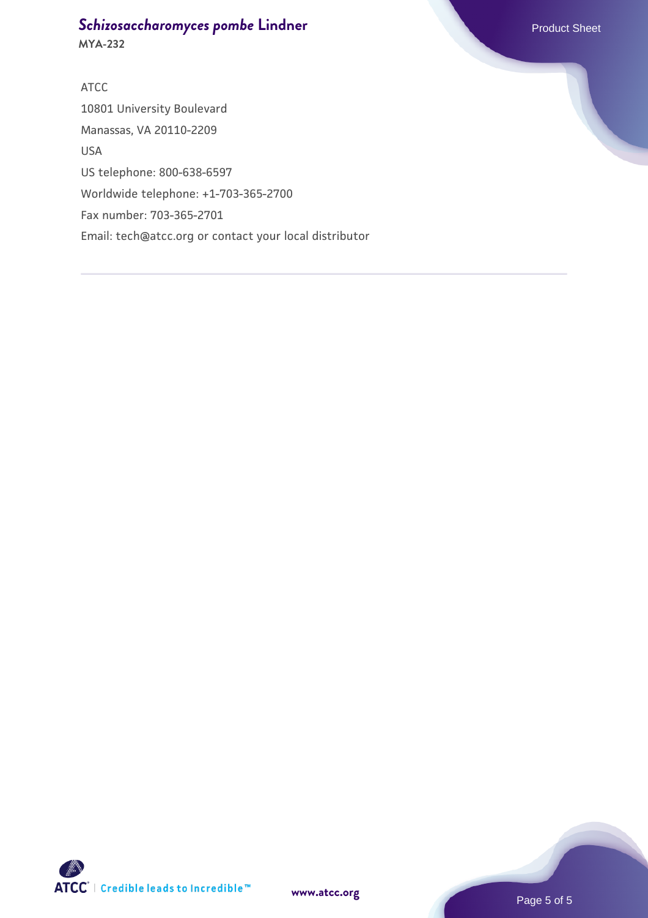ATCC

10801 University Boulevard

Manassas, VA 20110-2209

USA

US telephone: 800-638-6597

Worldwide telephone: +1-703-365-2700

Fax number: 703-365-2701

Email: tech@atcc.org or contact your local distributor